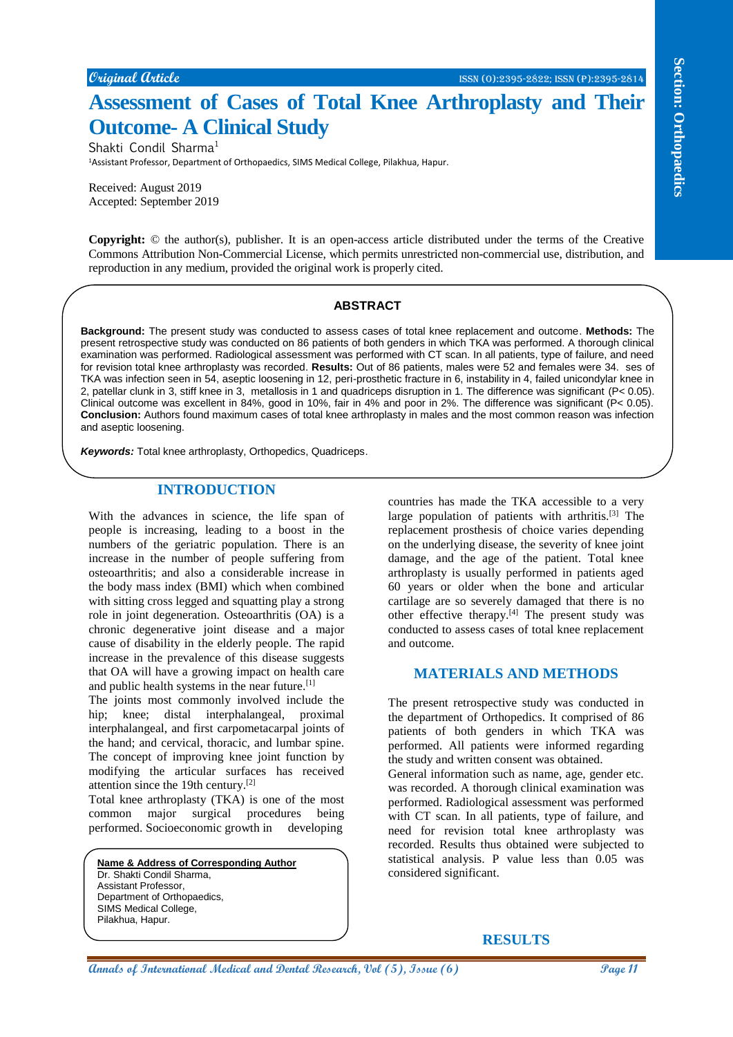Original Article

# Assessment of Cases of Total Knee Arthroplasty and Their Outcome- A Clinical Study

Shakti Condil Sharma[1]

[1]Assistant Professor, Department of Orthopaedics, SIMS Medical College, Pilakhua, Hapur.

Received: August 2019
Accepted: September 2019

**Copyright:** © the author(s), publisher. It is an open-access article distributed under the terms of the Creative Commons Attribution Non-Commercial License, which permits unrestricted non-commercial use, distribution, and reproduction in any medium, provided the original work is properly cited.

## ABSTRACT

**Background:** The present study was conducted to assess cases of total knee replacement and outcome. **Methods:** The present retrospective study was conducted on 86 patients of both genders in which TKA was performed. A thorough clinical examination was performed. Radiological assessment was performed with CT scan. In all patients, type of failure, and need for revision total knee arthroplasty was recorded. **Results:** Out of 86 patients, males were 52 and females were 34. ses of TKA was infection seen in 54, aseptic loosening in 12, peri-prosthetic fracture in 6, instability in 4, failed unicondylar knee in 2, patellar clunk in 3, stiff knee in 3, metallosis in 1 and quadriceps disruption in 1. The difference was significant ($P < 0.05$). Clinical outcome was excellent in 84%, good in 10%, fair in 4% and poor in 2%. The difference was significant ($P < 0.05$). **Conclusion:** Authors found maximum cases of total knee arthroplasty in males and the most common reason was infection and aseptic loosening.

***Keywords:*** Total knee arthroplasty, Orthopedics, Quadriceps.

## INTRODUCTION

With the advances in science, the life span of people is increasing, leading to a boost in the numbers of the geriatric population. There is an increase in the number of people suffering from osteoarthritis; and also a considerable increase in the body mass index (BMI) which when combined with sitting cross legged and squatting play a strong role in joint degeneration. Osteoarthritis (OA) is a chronic degenerative joint disease and a major cause of disability in the elderly people. The rapid increase in the prevalence of this disease suggests that OA will have a growing impact on health care and public health systems in the near future.[1]

The joints most commonly involved include the hip; knee; distal interphalangeal, proximal interphalangeal, and first carpometacarpal joints of the hand; and cervical, thoracic, and lumbar spine. The concept of improving knee joint function by modifying the articular surfaces has received attention since the 19th century.[2]

Total knee arthroplasty (TKA) is one of the most common major surgical procedures being performed. Socioeconomic growth in developing countries has made the TKA accessible to a very large population of patients with arthritis.[3] The replacement prosthesis of choice varies depending on the underlying disease, the severity of knee joint damage, and the age of the patient. Total knee arthroplasty is usually performed in patients aged 60 years or older when the bone and articular cartilage are so severely damaged that there is no other effective therapy.[4] The present study was conducted to assess cases of total knee replacement and outcome.

**Name & Address of Corresponding Author**
Dr. Shakti Condil Sharma,
Assistant Professor,
Department of Orthopaedics,
SIMS Medical College,
Pilakhua, Hapur.

## MATERIALS AND METHODS

The present retrospective study was conducted in the department of Orthopedics. It comprised of 86 patients of both genders in which TKA was performed. All patients were informed regarding the study and written consent was obtained.

General information such as name, age, gender etc. was recorded. A thorough clinical examination was performed. Radiological assessment was performed with CT scan. In all patients, type of failure, and need for revision total knee arthroplasty was recorded. Results thus obtained were subjected to statistical analysis. P value less than 0.05 was considered significant.

## RESULTS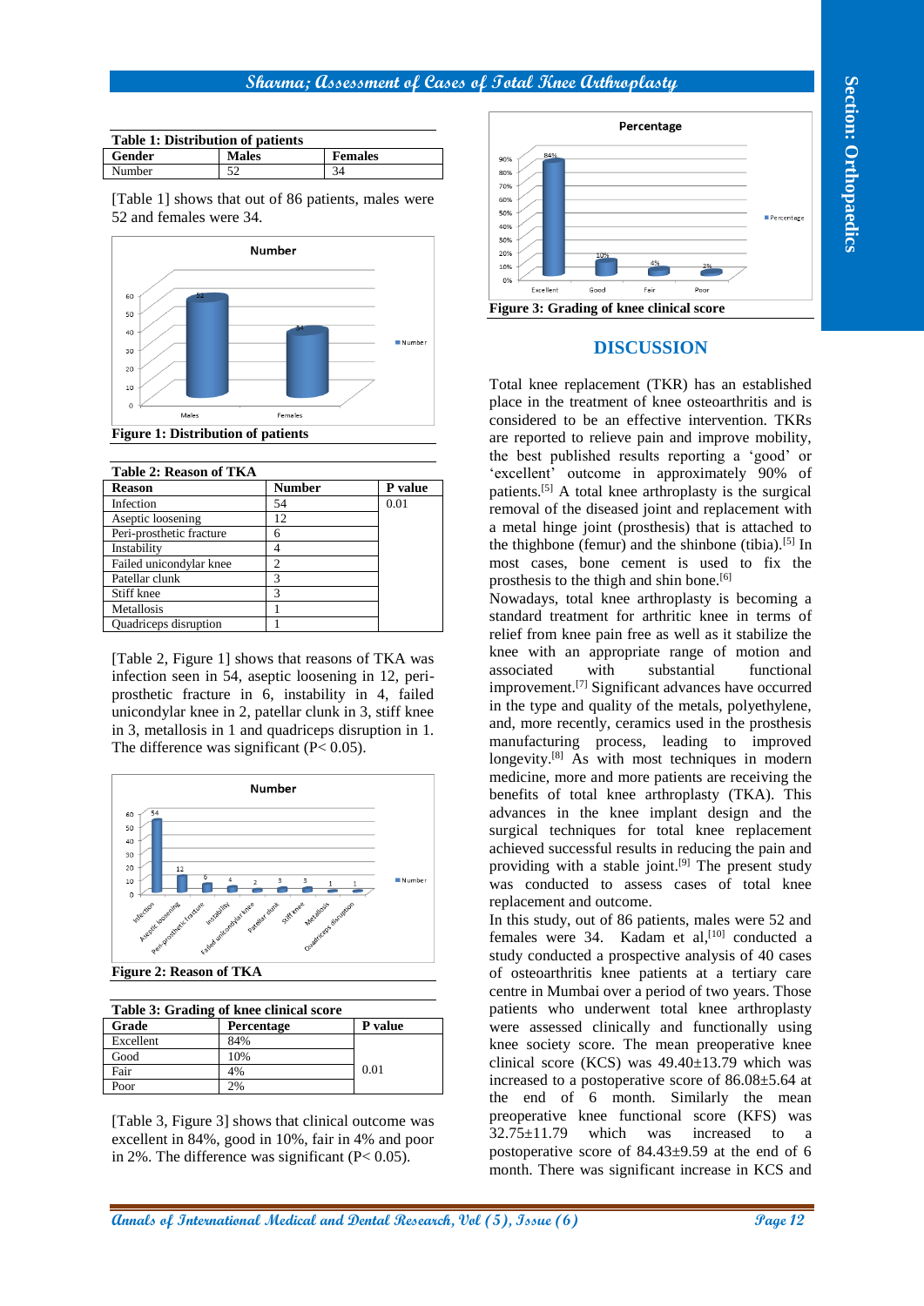**Table 1: Distribution of patients**

| Gender | Males | Females |
|---|---|---|
| Number | 52 | 34 |

[Table 1] shows that out of 86 patients, males were 52 and females were 34.

**Figure 1: Distribution of patients**

**Table 2: Reason of TKA**

| Reason | Number | P value |
|---|---|---|
| Infection | 54 | 0.01 |
| Aseptic loosening | 12 | |
| Peri-prosthetic fracture | 6 | |
| Instability | 4 | |
| Failed unicondylar knee | 2 | |
| Patellar clunk | 3 | |
| Stiff knee | 3 | |
| Metallosis | 1 | |
| Quadriceps disruption | 1 | |

[Table 2, Figure 1] shows that reasons of TKA was infection seen in 54, aseptic loosening in 12, peri-prosthetic fracture in 6, instability in 4, failed unicondylar knee in 2, patellar clunk in 3, stiff knee in 3, metallosis in 1 and quadriceps disruption in 1. The difference was significant ($P < 0.05$).

**Figure 2: Reason of TKA**

**Table 3: Grading of knee clinical score**

| Grade | Percentage | P value |
|---|---|---|
| Excellent | 84% | 0.01 |
| Good | 10% | |
| Fair | 4% | |
| Poor | 2% | |

[Table 3, Figure 3] shows that clinical outcome was excellent in 84%, good in 10%, fair in 4% and poor in 2%. The difference was significant ($P < 0.05$).

**Figure 3: Grading of knee clinical score**

## DISCUSSION

Total knee replacement (TKR) has an established place in the treatment of knee osteoarthritis and is considered to be an effective intervention. TKRs are reported to relieve pain and improve mobility, the best published results reporting a 'good' or 'excellent' outcome in approximately 90% of patients.[5] A total knee arthroplasty is the surgical removal of the diseased joint and replacement with a metal hinge joint (prosthesis) that is attached to the thighbone (femur) and the shinbone (tibia).[5] In most cases, bone cement is used to fix the prosthesis to the thigh and shin bone.[6]

Nowadays, total knee arthroplasty is becoming a standard treatment for arthritic knee in terms of relief from knee pain free as well as it stabilize the knee with an appropriate range of motion and associated with substantial functional improvement.[7] Significant advances have occurred in the type and quality of the metals, polyethylene, and, more recently, ceramics used in the prosthesis manufacturing process, leading to improved longevity.[8] As with most techniques in modern medicine, more and more patients are receiving the benefits of total knee arthroplasty (TKA). This advances in the knee implant design and the surgical techniques for total knee replacement achieved successful results in reducing the pain and providing with a stable joint.[9] The present study was conducted to assess cases of total knee replacement and outcome.

In this study, out of 86 patients, males were 52 and females were 34. Kadam et al,[10] conducted a study conducted a prospective analysis of 40 cases of osteoarthritis knee patients at a tertiary care centre in Mumbai over a period of two years. Those patients who underwent total knee arthroplasty were assessed clinically and functionally using knee society score. The mean preoperative knee clinical score (KCS) was 49.40±13.79 which was increased to a postoperative score of 86.08±5.64 at the end of 6 month. Similarly the mean preoperative knee functional score (KFS) was 32.75±11.79 which was increased to a postoperative score of 84.43±9.59 at the end of 6 month. There was significant increase in KCS and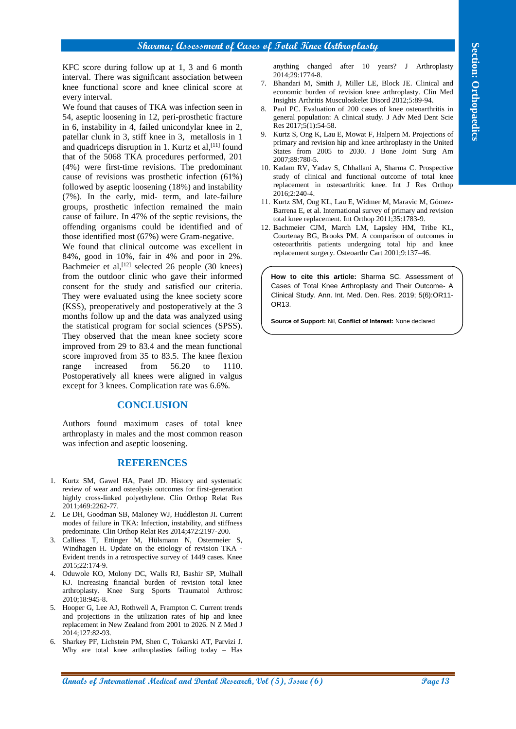KFC score during follow up at 1, 3 and 6 month interval. There was significant association between knee functional score and knee clinical score at every interval.

We found that causes of TKA was infection seen in 54, aseptic loosening in 12, peri-prosthetic fracture in 6, instability in 4, failed unicondylar knee in 2, patellar clunk in 3, stiff knee in 3, metallosis in 1 and quadriceps disruption in 1. Kurtz et al,[11] found that of the 5068 TKA procedures performed, 201 (4%) were first-time revisions. The predominant cause of revisions was prosthetic infection (61%) followed by aseptic loosening (18%) and instability (7%). In the early, mid- term, and late-failure groups, prosthetic infection remained the main cause of failure. In 47% of the septic revisions, the offending organisms could be identified and of those identified most (67%) were Gram-negative.

We found that clinical outcome was excellent in 84%, good in 10%, fair in 4% and poor in 2%. Bachmeier et al,[12] selected 26 people (30 knees) from the outdoor clinic who gave their informed consent for the study and satisfied our criteria. They were evaluated using the knee society score (KSS), preoperatively and postoperatively at the 3 months follow up and the data was analyzed using the statistical program for social sciences (SPSS). They observed that the mean knee society score improved from 29 to 83.4 and the mean functional score improved from 35 to 83.5. The knee flexion range increased from 56.20 to 1110. Postoperatively all knees were aligned in valgus except for 3 knees. Complication rate was 6.6%.

## CONCLUSION

Authors found maximum cases of total knee arthroplasty in males and the most common reason was infection and aseptic loosening.

## REFERENCES

1. Kurtz SM, Gawel HA, Patel JD. History and systematic review of wear and osteolysis outcomes for first-generation highly cross-linked polyethylene. Clin Orthop Relat Res 2011;469:2262-77.
2. Le DH, Goodman SB, Maloney WJ, Huddleston JI. Current modes of failure in TKA: Infection, instability, and stiffness predominate. Clin Orthop Relat Res 2014;472:2197-200.
3. Calliess T, Ettinger M, Hülsmann N, Ostermeier S, Windhagen H. Update on the etiology of revision TKA - Evident trends in a retrospective survey of 1449 cases. Knee 2015;22:174-9.
4. Oduwole KO, Molony DC, Walls RJ, Bashir SP, Mulhall KJ. Increasing financial burden of revision total knee arthroplasty. Knee Surg Sports Traumatol Arthrosc 2010;18:945-8.
5. Hooper G, Lee AJ, Rothwell A, Frampton C. Current trends and projections in the utilization rates of hip and knee replacement in New Zealand from 2001 to 2026. N Z Med J 2014;127:82-93.
6. Sharkey PF, Lichstein PM, Shen C, Tokarski AT, Parvizi J. Why are total knee arthroplasties failing today – Has anything changed after 10 years? J Arthroplasty 2014;29:1774-8.
7. Bhandari M, Smith J, Miller LE, Block JE. Clinical and economic burden of revision knee arthroplasty. Clin Med Insights Arthritis Musculoskelet Disord 2012;5:89-94.
8. Paul PC. Evaluation of 200 cases of knee osteoarthritis in general population: A clinical study. J Adv Med Dent Scie Res 2017;5(1):54-58.
9. Kurtz S, Ong K, Lau E, Mowat F, Halpern M. Projections of primary and revision hip and knee arthroplasty in the United States from 2005 to 2030. J Bone Joint Surg Am 2007;89:780-5.
10. Kadam RV, Yadav S, Chhallani A, Sharma C. Prospective study of clinical and functional outcome of total knee replacement in osteoarthritic knee. Int J Res Orthop 2016;2:240-4.
11. Kurtz SM, Ong KL, Lau E, Widmer M, Maravic M, Gómez-Barrena E, et al. International survey of primary and revision total knee replacement. Int Orthop 2011;35:1783-9.
12. Bachmeier CJM, March LM, Lapsley HM, Tribe KL, Courtenay BG, Brooks PM. A comparison of outcomes in osteoarthritis patients undergoing total hip and knee replacement surgery. Osteoarthr Cart 2001;9:137–46.

**How to cite this article:** Sharma SC. Assessment of Cases of Total Knee Arthroplasty and Their Outcome- A Clinical Study. Ann. Int. Med. Den. Res. 2019; 5(6):OR11-OR13.

**Source of Support:** Nil, **Conflict of Interest:** None declared